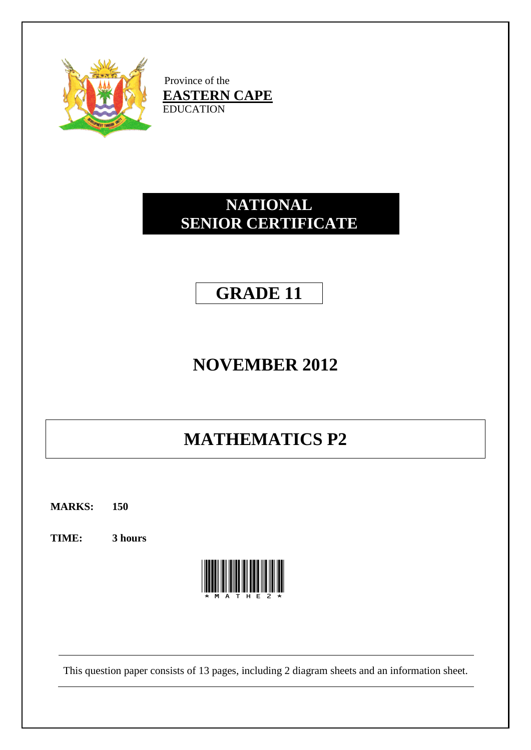Province of the
**EASTERN CAPE**
EDUCATION

# NATIONAL SENIOR CERTIFICATE

# GRADE 11

# NOVEMBER 2012

# MATHEMATICS P2

**MARKS: 150**

**TIME: 3 hours**

*MATHE2*

This question paper consists of 13 pages, including 2 diagram sheets and an information sheet.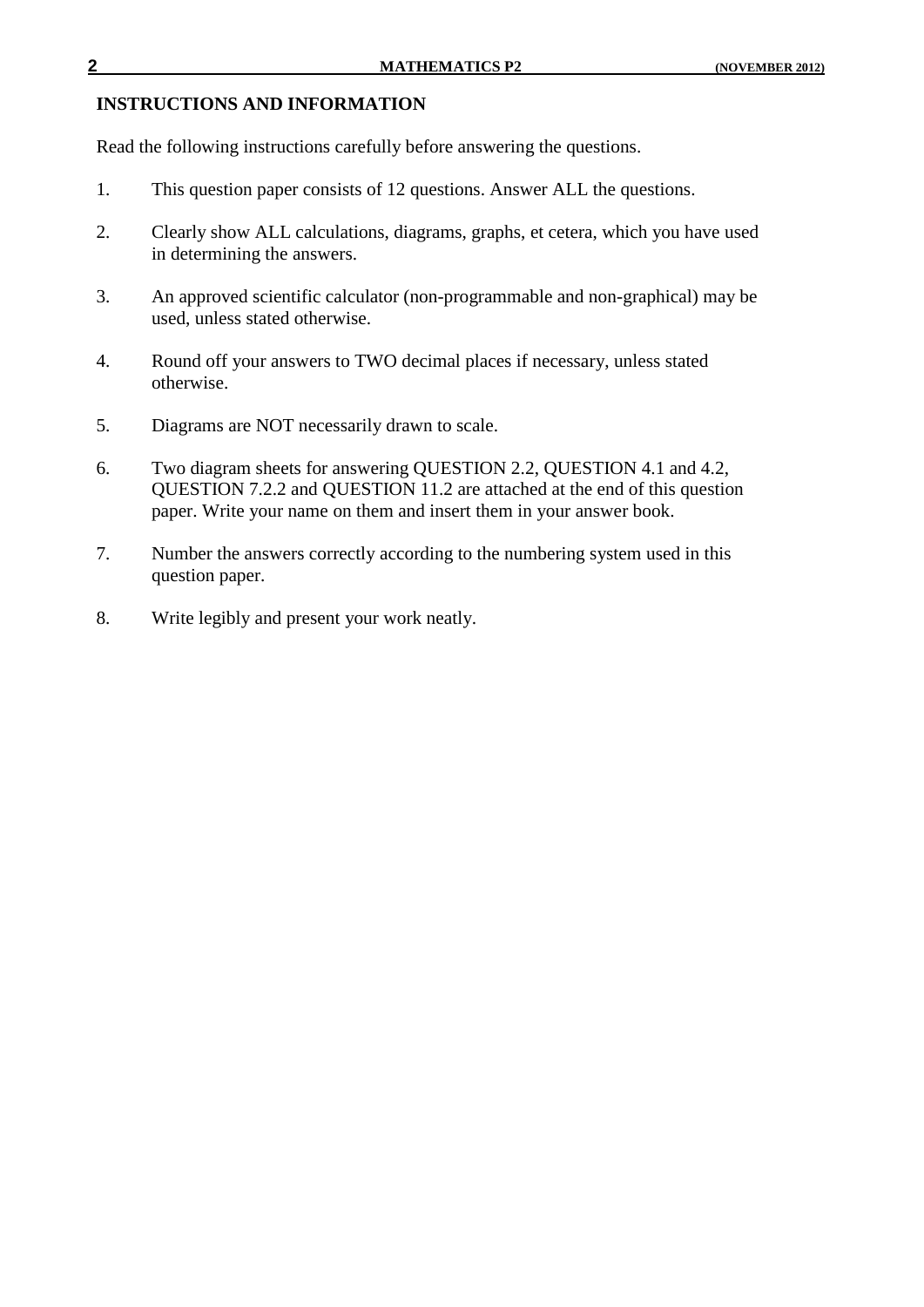## INSTRUCTIONS AND INFORMATION

Read the following instructions carefully before answering the questions.

1. This question paper consists of 12 questions. Answer ALL the questions.

2. Clearly show ALL calculations, diagrams, graphs, et cetera, which you have used in determining the answers.

3. An approved scientific calculator (non-programmable and non-graphical) may be used, unless stated otherwise.

4. Round off your answers to TWO decimal places if necessary, unless stated otherwise.

5. Diagrams are NOT necessarily drawn to scale.

6. Two diagram sheets for answering QUESTION 2.2, QUESTION 4.1 and 4.2, QUESTION 7.2.2 and QUESTION 11.2 are attached at the end of this question paper. Write your name on them and insert them in your answer book.

7. Number the answers correctly according to the numbering system used in this question paper.

8. Write legibly and present your work neatly.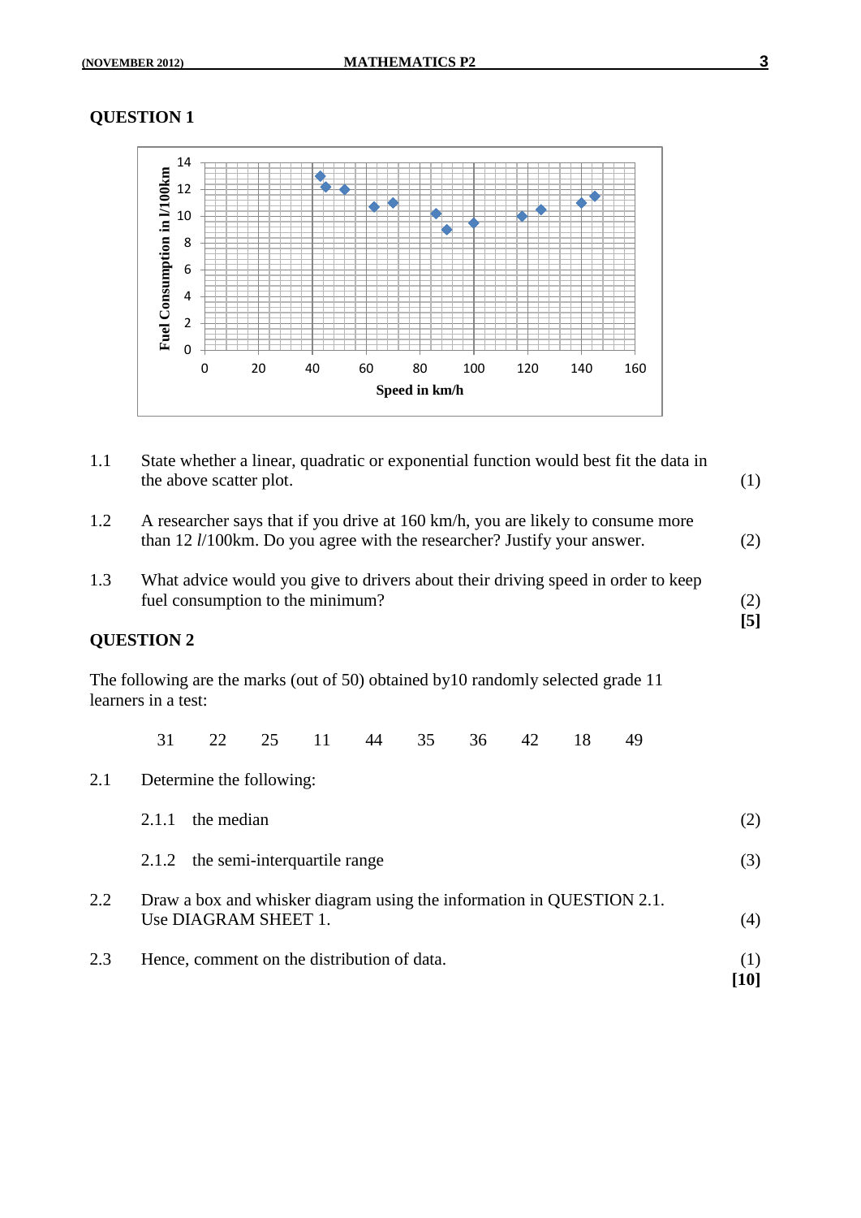## QUESTION 1

1.1 State whether a linear, quadratic or exponential function would best fit the data in the above scatter plot. (1)

1.2 A researcher says that if you drive at 160 km/h, you are likely to consume more than 12 *l*/100km. Do you agree with the researcher? Justify your answer. (2)

1.3 What advice would you give to drivers about their driving speed in order to keep fuel consumption to the minimum? (2)

**[5]**

## QUESTION 2

The following are the marks (out of 50) obtained by10 randomly selected grade 11 learners in a test:

31 22 25 11 44 35 36 42 18 49

2.1 Determine the following:

2.1.1 the median (2)

2.1.2 the semi-interquartile range (3)

2.2 Draw a box and whisker diagram using the information in QUESTION 2.1. Use DIAGRAM SHEET 1. (4)

2.3 Hence, comment on the distribution of data. (1)

**[10]**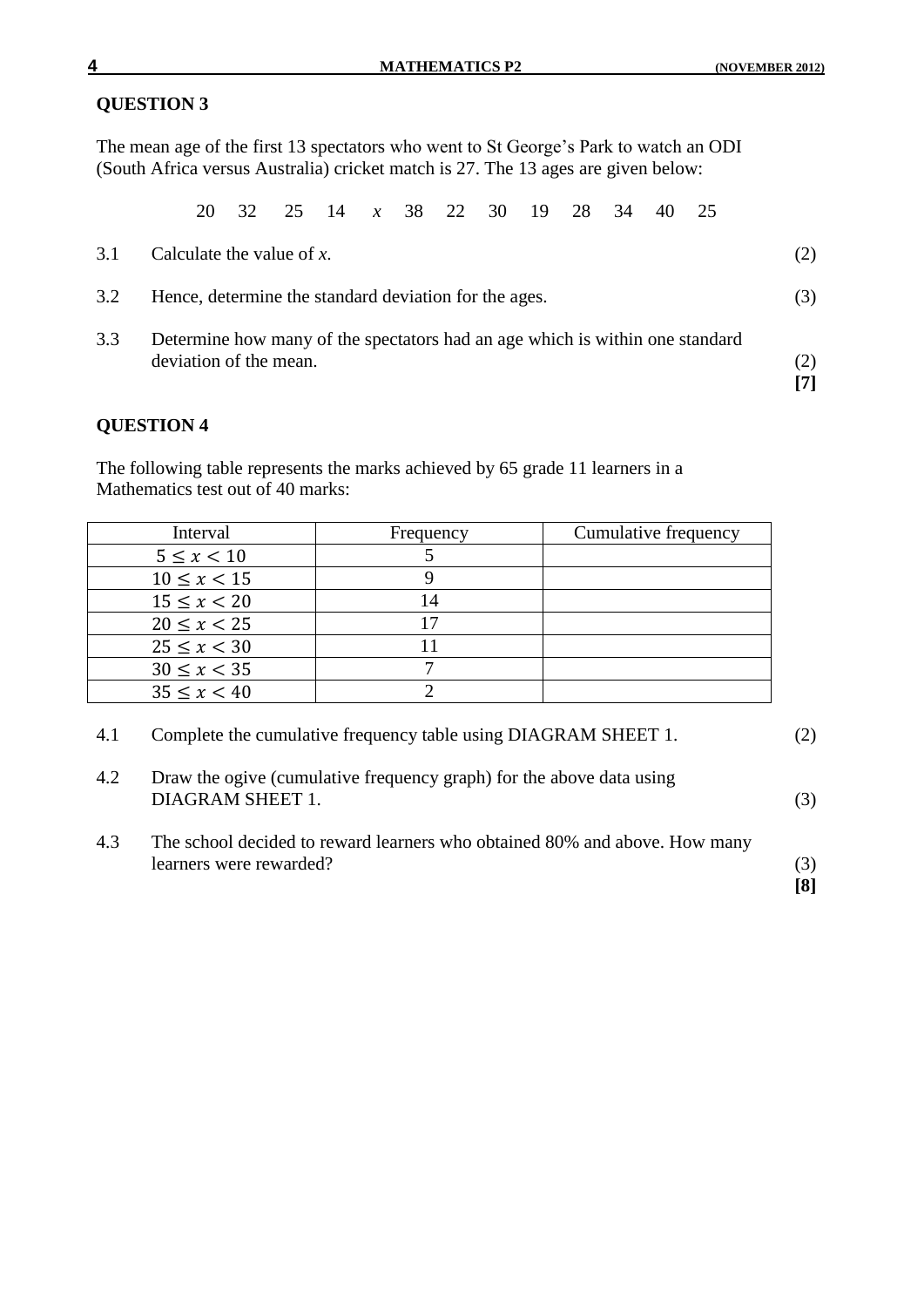## QUESTION 3

The mean age of the first 13 spectators who went to St George's Park to watch an ODI (South Africa versus Australia) cricket match is 27. The 13 ages are given below:

20 32 25 14 $x$ 38 22 30 19 28 34 40 25

3.1 Calculate the value of $x$. (2)

3.2 Hence, determine the standard deviation for the ages. (3)

3.3 Determine how many of the spectators had an age which is within one standard deviation of the mean. (2)

**[7]**

## QUESTION 4

The following table represents the marks achieved by 65 grade 11 learners in a Mathematics test out of 40 marks:

| Interval | Frequency | Cumulative frequency |
|---|---|---|
| $5 \leq x < 10$ | 5 | |
| $10 \leq x < 15$ | 9 | |
| $15 \leq x < 20$ | 14 | |
| $20 \leq x < 25$ | 17 | |
| $25 \leq x < 30$ | 11 | |
| $30 \leq x < 35$ | 7 | |
| $35 \leq x < 40$ | 2 | |

4.1 Complete the cumulative frequency table using DIAGRAM SHEET 1. (2)

4.2 Draw the ogive (cumulative frequency graph) for the above data using DIAGRAM SHEET 1. (3)

4.3 The school decided to reward learners who obtained 80% and above. How many learners were rewarded? (3)

**[8]**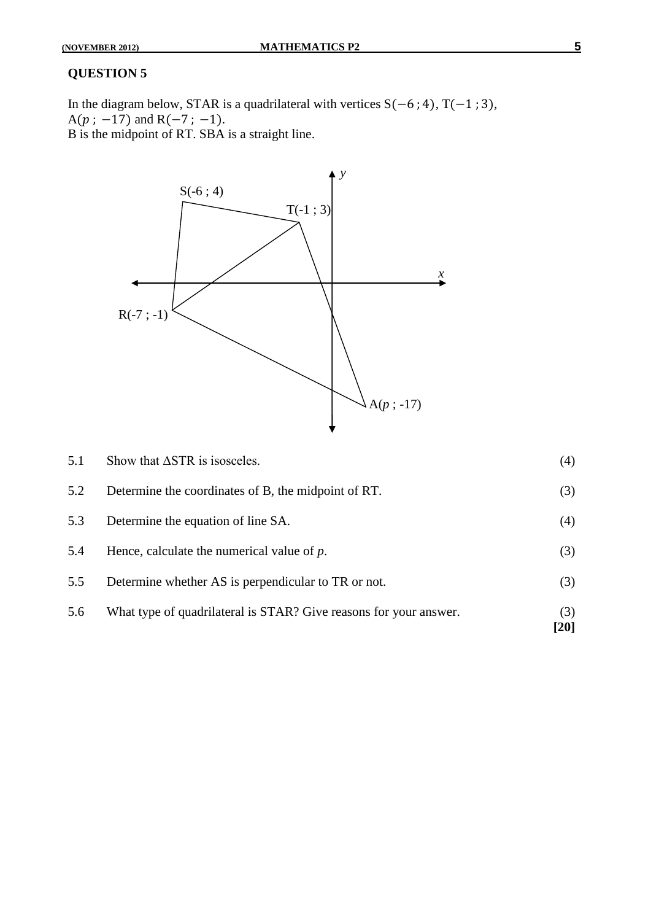## QUESTION 5

In the diagram below, STAR is a quadrilateral with vertices $S(-6\,;4)$, $T(-1\,;3)$, $A(p\,;\,-17)$ and $R(-7\,;\,-1)$.
B is the midpoint of RT. SBA is a straight line.

| | | |
|---|---|---|
| 5.1 | Show that $\Delta$STR is isosceles. | (4) |
| 5.2 | Determine the coordinates of B, the midpoint of RT. | (3) |
| 5.3 | Determine the equation of line SA. | (4) |
| 5.4 | Hence, calculate the numerical value of $p$. | (3) |
| 5.5 | Determine whether AS is perpendicular to TR or not. | (3) |
| 5.6 | What type of quadrilateral is STAR? Give reasons for your answer. | (3) |
| | | **[20]** |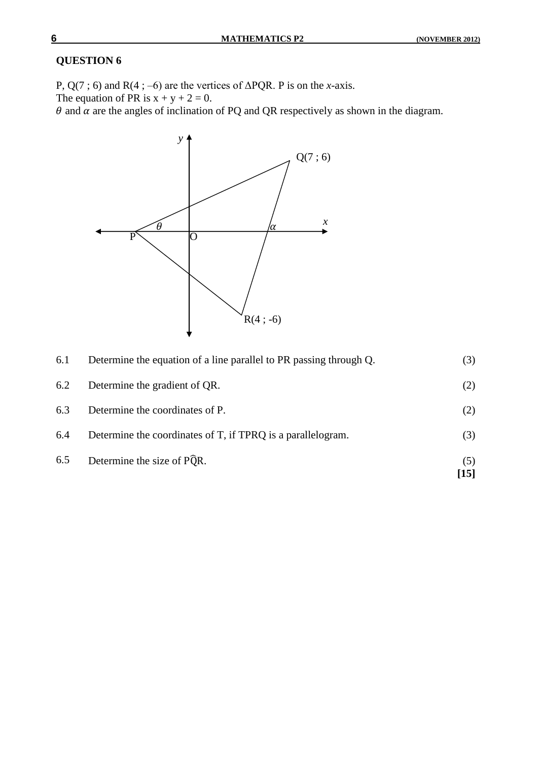## QUESTION 6

P, Q(7 ; 6) and R(4 ; –6) are the vertices of ΔPQR. P is on the *x*-axis.
The equation of PR is x + y + 2 = 0.
$\theta$ and $\alpha$ are the angles of inclination of PQ and QR respectively as shown in the diagram.

| | | |
|---|---|---|
| 6.1 | Determine the equation of a line parallel to PR passing through Q. | (3) |
| 6.2 | Determine the gradient of QR. | (2) |
| 6.3 | Determine the coordinates of P. | (2) |
| 6.4 | Determine the coordinates of T, if TPRQ is a parallelogram. | (3) |
| 6.5 | Determine the size of $P\hat{Q}R$. | (5) |
| | | **[15]** |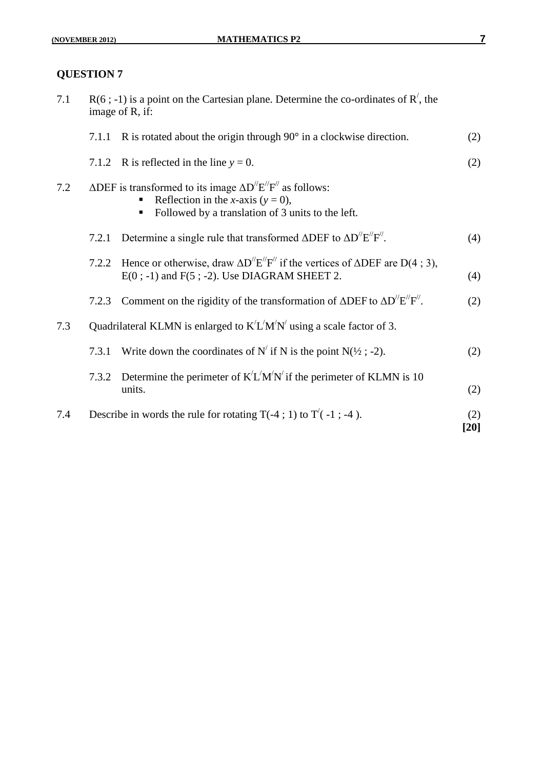## QUESTION 7

7.1 R(6 ; -1) is a point on the Cartesian plane. Determine the co-ordinates of $R^{/}$, the image of R, if:

7.1.1 R is rotated about the origin through 90° in a clockwise direction. (2)

7.1.2 R is reflected in the line $y = 0$. (2)

7.2 $\Delta DEF$ is transformed to its image $\Delta D^{//}E^{//}F^{//}$ as follows:

- Reflection in the $x$-axis ($y = 0$),
- Followed by a translation of 3 units to the left.

7.2.1 Determine a single rule that transformed $\Delta DEF$ to $\Delta D^{//}E^{//}F^{//}$. (4)

7.2.2 Hence or otherwise, draw $\Delta D^{//}E^{//}F^{//}$ if the vertices of $\Delta DEF$ are D(4 ; 3), E(0 ; -1) and F(5 ; -2). Use DIAGRAM SHEET 2. (4)

7.2.3 Comment on the rigidity of the transformation of $\Delta DEF$ to $\Delta D^{//}E^{//}F^{//}$. (2)

7.3 Quadrilateral KLMN is enlarged to $K^{/}L^{/}M^{/}N^{/}$ using a scale factor of 3.

7.3.1 Write down the coordinates of $N^{/}$ if N is the point N(½ ; -2). (2)

7.3.2 Determine the perimeter of $K^{/}L^{/}M^{/}N^{/}$ if the perimeter of KLMN is 10 units. (2)

7.4 Describe in words the rule for rotating T(-4 ; 1) to $T^{/}$( -1 ; -4 ). (2)

**[20]**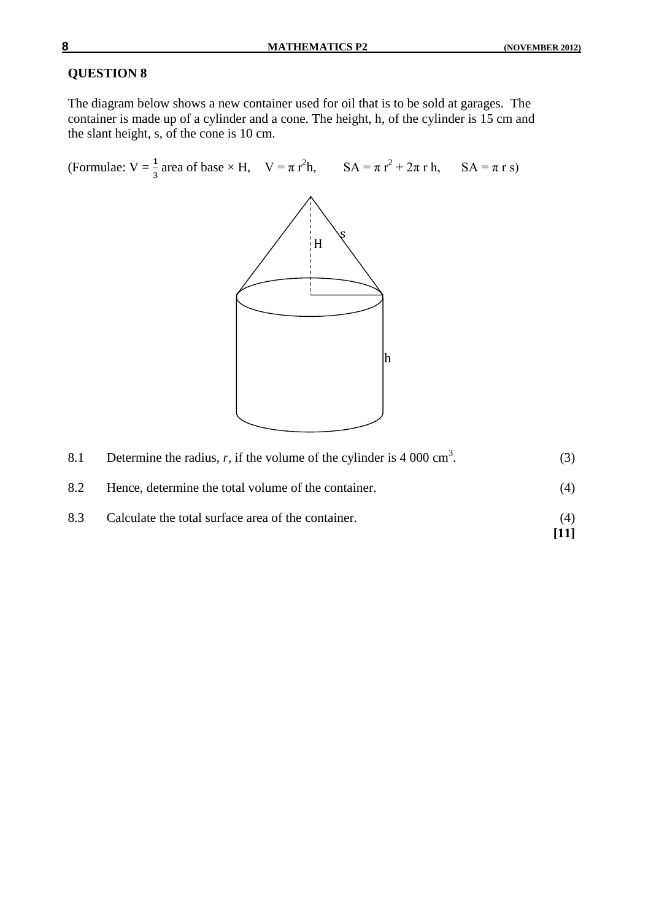## QUESTION 8

The diagram below shows a new container used for oil that is to be sold at garages. The container is made up of a cylinder and a cone. The height, h, of the cylinder is 15 cm and the slant height, s, of the cone is 10 cm.

(Formulae: $V = \frac{1}{3}$ area of base × H, $V = \pi r^2 h$, $SA = \pi r^2 + 2\pi r h$, $SA = \pi r s$)

| | | |
|---|---|---|
| 8.1 | Determine the radius, $r$, if the volume of the cylinder is 4 000 $cm^3$. | (3) |
| 8.2 | Hence, determine the total volume of the container. | (4) |
| 8.3 | Calculate the total surface area of the container. | (4) |
| | | **[11]** |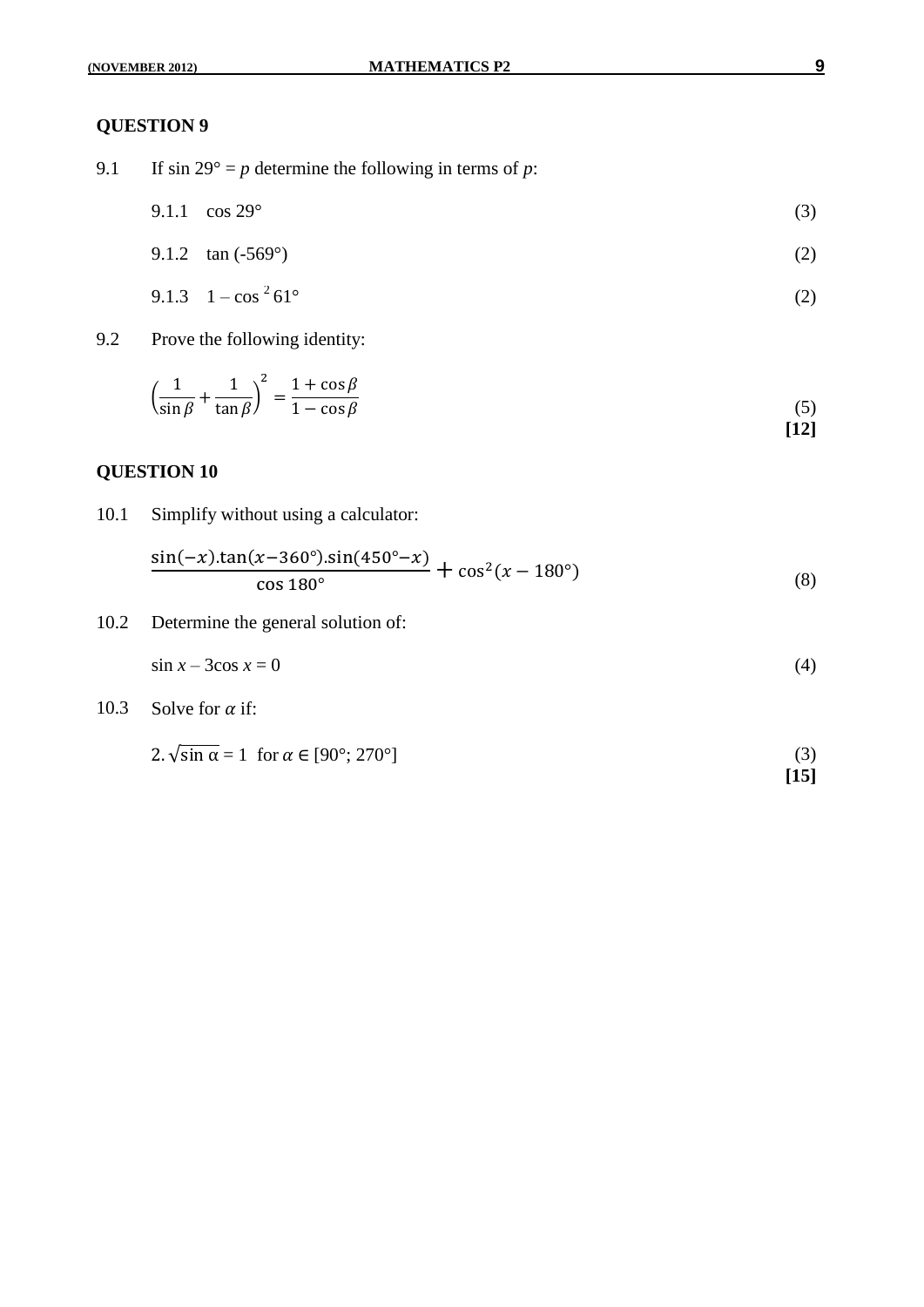## QUESTION 9

9.1 If $\sin 29° = p$ determine the following in terms of $p$:

9.1.1 $\cos 29°$ (3)

9.1.2 $\tan(-569°)$ (2)

9.1.3 $1 - \cos^2 61°$ (2)

9.2 Prove the following identity:

$$\left(\frac{1}{\sin\beta} + \frac{1}{\tan\beta}\right)^2 = \frac{1+\cos\beta}{1-\cos\beta}$$ (5)

**[12]**

## QUESTION 10

10.1 Simplify without using a calculator:

$$\frac{\sin(-x).\tan(x-360°).\sin(450°-x)}{\cos 180°} + \cos^2(x-180°)$$ (8)

10.2 Determine the general solution of:

$\sin x - 3\cos x = 0$ (4)

10.3 Solve for $\alpha$ if:

$2.\sqrt{\sin\alpha} = 1$ for $\alpha \in [90°; 270°]$ (3)

**[15]**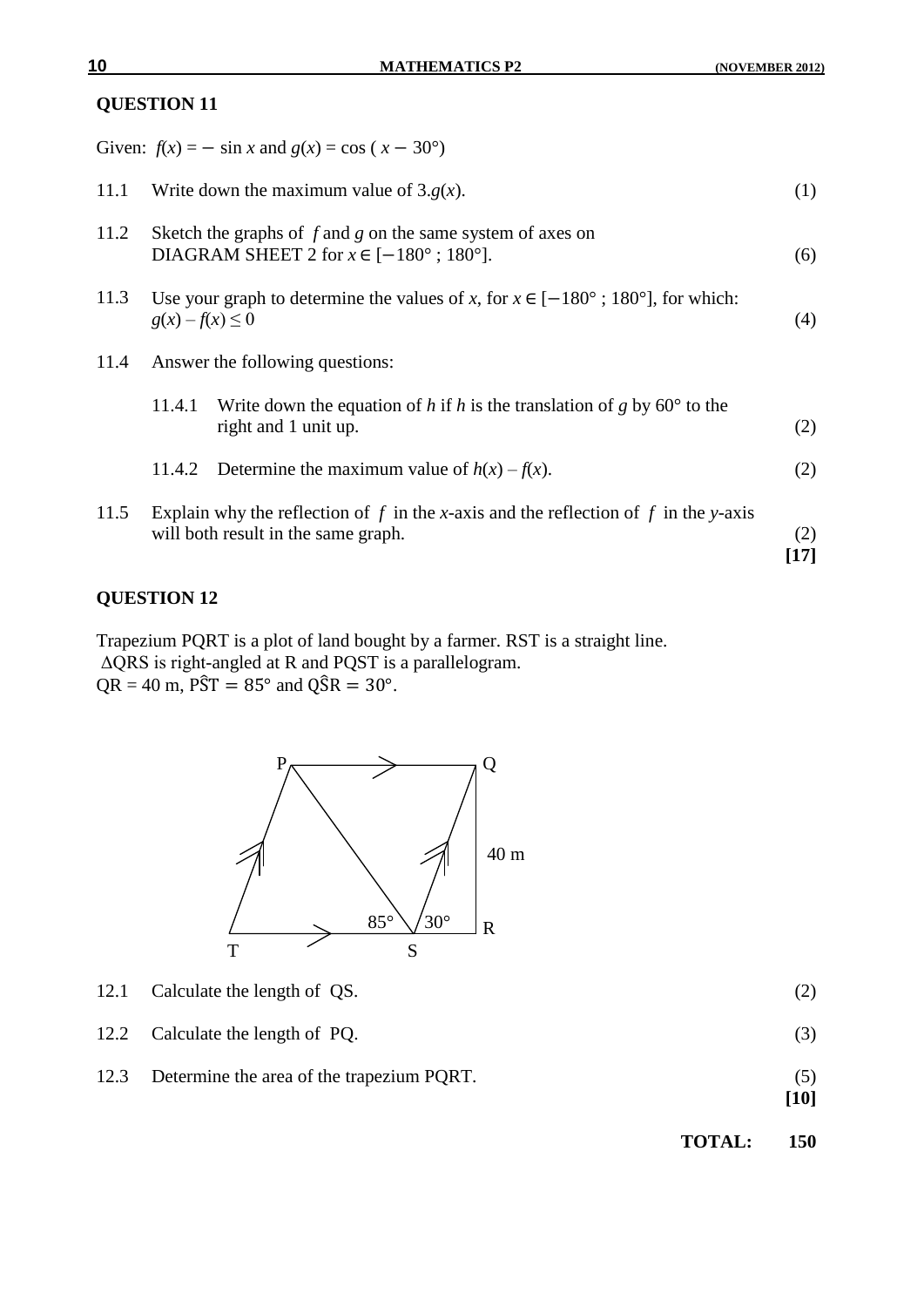## QUESTION 11

Given: $f(x) = -\sin x$ and $g(x) = \cos(x - 30°)$

11.1 Write down the maximum value of $3.g(x)$. (1)

11.2 Sketch the graphs of $f$ and $g$ on the same system of axes on DIAGRAM SHEET 2 for $x \in [-180° ; 180°]$. (6)

11.3 Use your graph to determine the values of $x$, for $x \in [-180° ; 180°]$, for which: $g(x) - f(x) \leq 0$ (4)

11.4 Answer the following questions:

11.4.1 Write down the equation of $h$ if $h$ is the translation of $g$ by 60° to the right and 1 unit up. (2)

11.4.2 Determine the maximum value of $h(x) - f(x)$. (2)

11.5 Explain why the reflection of $f$ in the $x$-axis and the reflection of $f$ in the $y$-axis will both result in the same graph. (2)

**[17]**

## QUESTION 12

Trapezium PQRT is a plot of land bought by a farmer. RST is a straight line.
$\Delta$QRS is right-angled at R and PQST is a parallelogram.
QR = 40 m, $P\hat{S}T = 85°$ and $Q\hat{S}R = 30°$.

12.1 Calculate the length of QS. (2)

12.2 Calculate the length of PQ. (3)

12.3 Determine the area of the trapezium PQRT. (5)

**[10]**

**TOTAL: 150**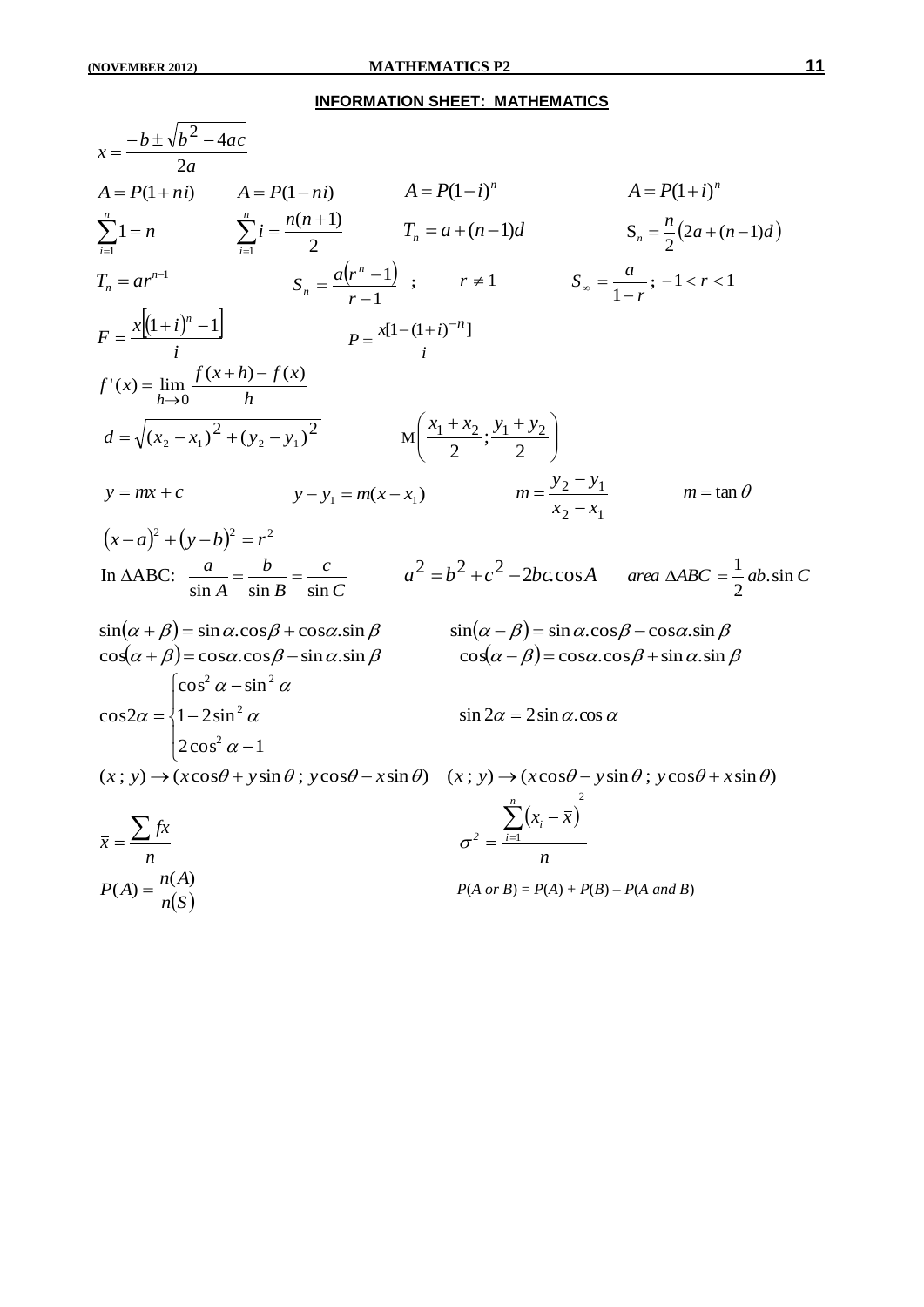## INFORMATION SHEET: MATHEMATICS

$$x = \frac{-b \pm \sqrt{b^2 - 4ac}}{2a}$$

$A = P(1 + ni)$ $\quad A = P(1 - ni)$ $\quad A = P(1 - i)^n$ $\quad A = P(1 + i)^n$

$\sum_{i=1}^{n} 1 = n$ $\quad \sum_{i=1}^{n} i = \frac{n(n+1)}{2}$ $\quad T_n = a + (n-1)d$ $\quad S_n = \frac{n}{2}\left(2a + (n-1)d\right)$

$T_n = ar^{n-1}$ $\quad S_n = \frac{a\left(r^n - 1\right)}{r - 1}$ ; $\quad r \neq 1$ $\quad S_\infty = \frac{a}{1 - r}$; $-1 < r < 1$

$F = \frac{x\left[(1+i)^n - 1\right]}{i}$ $\quad P = \frac{x[1 - (1+i)^{-n}]}{i}$

$$f'(x) = \lim_{h \to 0} \frac{f(x+h) - f(x)}{h}$$

$d = \sqrt{(x_2 - x_1)^2 + (y_2 - y_1)^2}$ $\quad \mathrm{M}\left(\frac{x_1 + x_2}{2}; \frac{y_1 + y_2}{2}\right)$

$y = mx + c$ $\quad y - y_1 = m(x - x_1)$ $\quad m = \frac{y_2 - y_1}{x_2 - x_1}$ $\quad m = \tan\theta$

$$(x - a)^2 + (y - b)^2 = r^2$$

In $\Delta$ABC: $\frac{a}{\sin A} = \frac{b}{\sin B} = \frac{c}{\sin C}$ $\quad a^2 = b^2 + c^2 - 2bc.\cos A$ $\quad area\ \Delta ABC = \frac{1}{2}ab.\sin C$

$\sin(\alpha + \beta) = \sin\alpha.\cos\beta + \cos\alpha.\sin\beta$ $\quad \sin(\alpha - \beta) = \sin\alpha.\cos\beta - \cos\alpha.\sin\beta$

$\cos(\alpha + \beta) = \cos\alpha.\cos\beta - \sin\alpha.\sin\beta$ $\quad \cos(\alpha - \beta) = \cos\alpha.\cos\beta + \sin\alpha.\sin\beta$

$$\cos 2\alpha = \begin{cases} \cos^2\alpha - \sin^2\alpha \\ 1 - 2\sin^2\alpha \\ 2\cos^2\alpha - 1 \end{cases} \qquad \sin 2\alpha = 2\sin\alpha.\cos\alpha$$

$(x\,;\,y) \rightarrow (x\cos\theta + y\sin\theta\,;\,y\cos\theta - x\sin\theta)$ $\quad (x\,;\,y) \rightarrow (x\cos\theta - y\sin\theta\,;\,y\cos\theta + x\sin\theta)$

$\bar{x} = \frac{\sum fx}{n}$ $\quad \sigma^2 = \frac{\sum_{i=1}^{n}\left(x_i - \bar{x}\right)^2}{n}$

$P(A) = \frac{n(A)}{n(S)}$ $\quad P(A \text{ or } B) = P(A) + P(B) - P(A \text{ and } B)$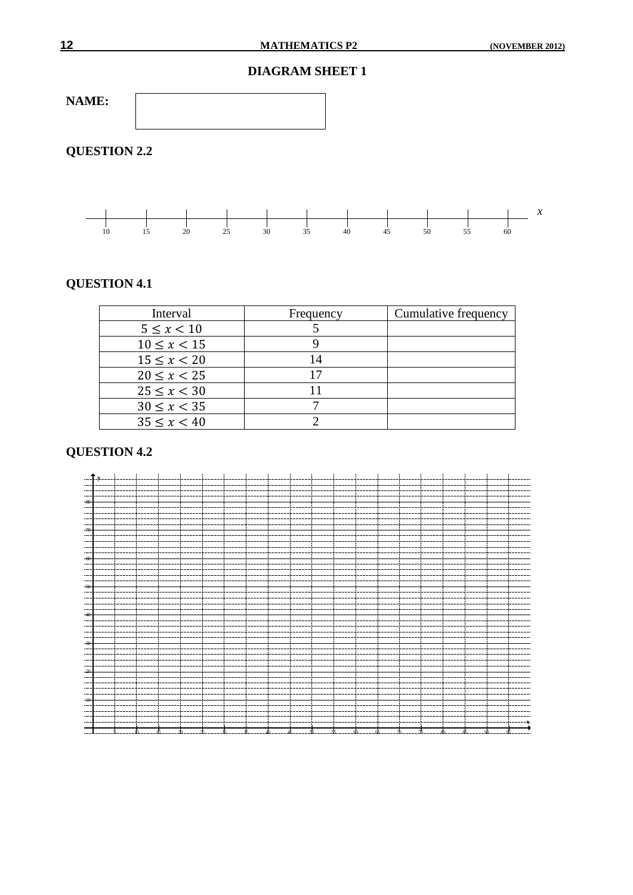# DIAGRAM SHEET 1

**NAME:**

## QUESTION 2.2

(Number line: 10, 15, 20, 25, 30, 35, 40, 45, 50, 55, 60, $x$)

## QUESTION 4.1

| Interval | Frequency | Cumulative frequency |
|---|---|---|
| $5 \leq x < 10$ | 5 | |
| $10 \leq x < 15$ | 9 | |
| $15 \leq x < 20$ | 14 | |
| $20 \leq x < 25$ | 17 | |
| $25 \leq x < 30$ | 11 | |
| $30 \leq x < 35$ | 7 | |
| $35 \leq x < 40$ | 2 | |

## QUESTION 4.2

(Grid: $y$-axis 10, 20, 30, 40, 50, 60, 70, 80; $x$-axis)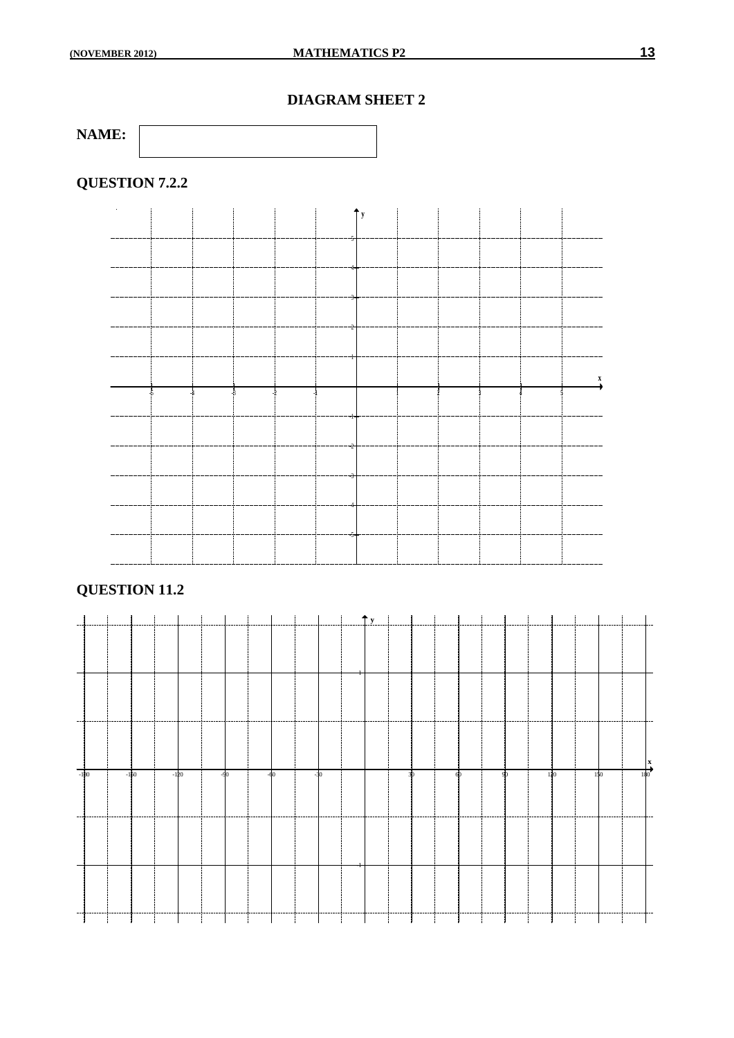## DIAGRAM SHEET 2

**NAME:**

**QUESTION 7.2.2**

y

x

5
4
3
2
1
-1
-2
-3
-4
-5

-5 -4 -3 -2 -1 1 2 3 4 5

**QUESTION 11.2**

y

x

1
-1

-180 -150 -120 -90 -60 -30 30 60 90 120 150 180